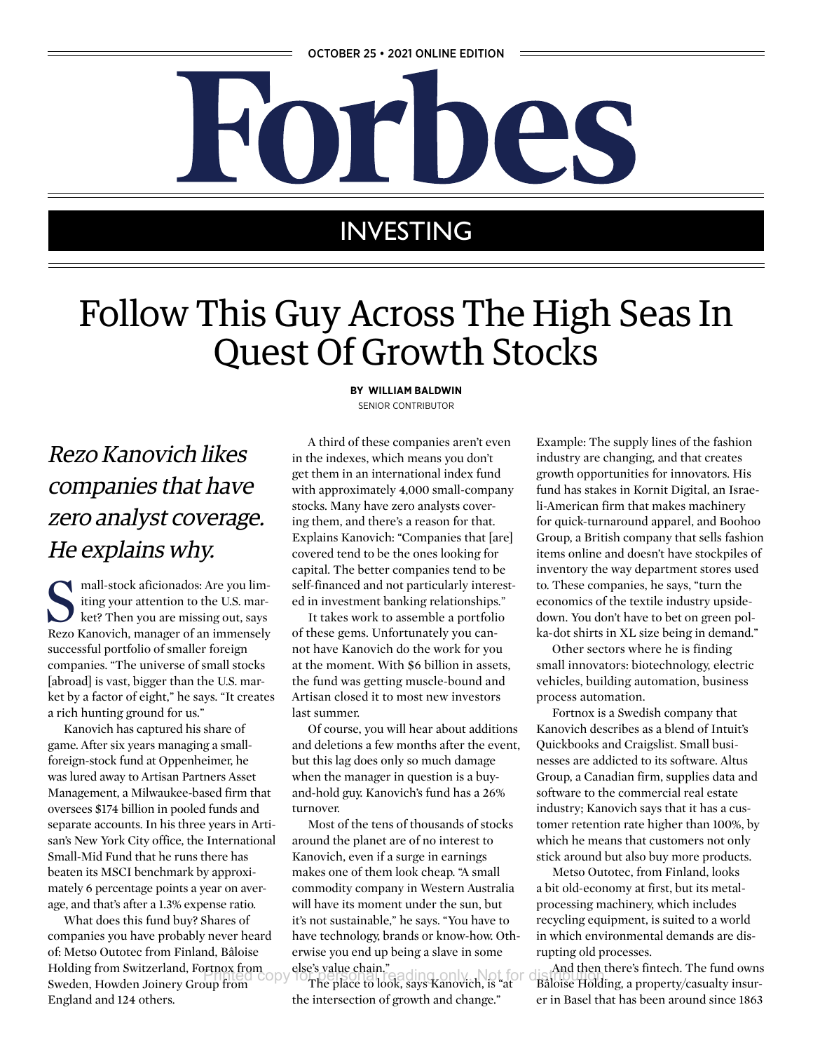# Forbes

## INVESTING

# Follow This Guy Across The High Seas In Quest Of Growth Stocks

**BY WILLIAM BALDWIN**
SENIOR CONTRIBUTOR

*Rezo Kanovich likes companies that have zero analyst coverage. He explains why.*

Small-stock aficionados: Are you limiting your attention to the U.S. market? Then you are missing out, says Rezo Kanovich, manager of an immensely successful portfolio of smaller foreign companies. "The universe of small stocks [abroad] is vast, bigger than the U.S. market by a factor of eight," he says. "It creates a rich hunting ground for us."

Kanovich has captured his share of game. After six years managing a small-foreign-stock fund at Oppenheimer, he was lured away to Artisan Partners Asset Management, a Milwaukee-based firm that oversees $174 billion in pooled funds and separate accounts. In his three years in Artisan's New York City office, the International Small-Mid Fund that he runs there has beaten its MSCI benchmark by approximately 6 percentage points a year on average, and that's after a 1.3% expense ratio.

What does this fund buy? Shares of companies you have probably never heard of: Metso Outotec from Finland, Bâloise Holding from Switzerland, Fortnox from Sweden, Howden Joinery Group from England and 124 others.

A third of these companies aren't even in the indexes, which means you don't get them in an international index fund with approximately 4,000 small-company stocks. Many have zero analysts covering them, and there's a reason for that. Explains Kanovich: "Companies that [are] covered tend to be the ones looking for capital. The better companies tend to be self-financed and not particularly interested in investment banking relationships."

It takes work to assemble a portfolio of these gems. Unfortunately you cannot have Kanovich do the work for you at the moment. With $6 billion in assets, the fund was getting muscle-bound and Artisan closed it to most new investors last summer.

Of course, you will hear about additions and deletions a few months after the event, but this lag does only so much damage when the manager in question is a buy-and-hold guy. Kanovich's fund has a 26% turnover.

Most of the tens of thousands of stocks around the planet are of no interest to Kanovich, even if a surge in earnings makes one of them look cheap. "A small commodity company in Western Australia will have its moment under the sun, but it's not sustainable," he says. "You have to have technology, brands or know-how. Otherwise you end up being a slave in some else's value chain."

The place to look, says Kanovich, is "at the intersection of growth and change." Example: The supply lines of the fashion industry are changing, and that creates growth opportunities for innovators. His fund has stakes in Kornit Digital, an Israeli-American firm that makes machinery for quick-turnaround apparel, and Boohoo Group, a British company that sells fashion items online and doesn't have stockpiles of inventory the way department stores used to. These companies, he says, "turn the economics of the textile industry upside-down. You don't have to bet on green polka-dot shirts in XL size being in demand."

Other sectors where he is finding small innovators: biotechnology, electric vehicles, building automation, business process automation.

Fortnox is a Swedish company that Kanovich describes as a blend of Intuit's Quickbooks and Craigslist. Small businesses are addicted to its software. Altus Group, a Canadian firm, supplies data and software to the commercial real estate industry; Kanovich says that it has a customer retention rate higher than 100%, by which he means that customers not only stick around but also buy more products.

Metso Outotec, from Finland, looks a bit old-economy at first, but its metal-processing machinery, which includes recycling equipment, is suited to a world in which environmental demands are disrupting old processes.

And then there's fintech. The fund owns Bâloise Holding, a property/casualty insurer in Basel that has been around since 1863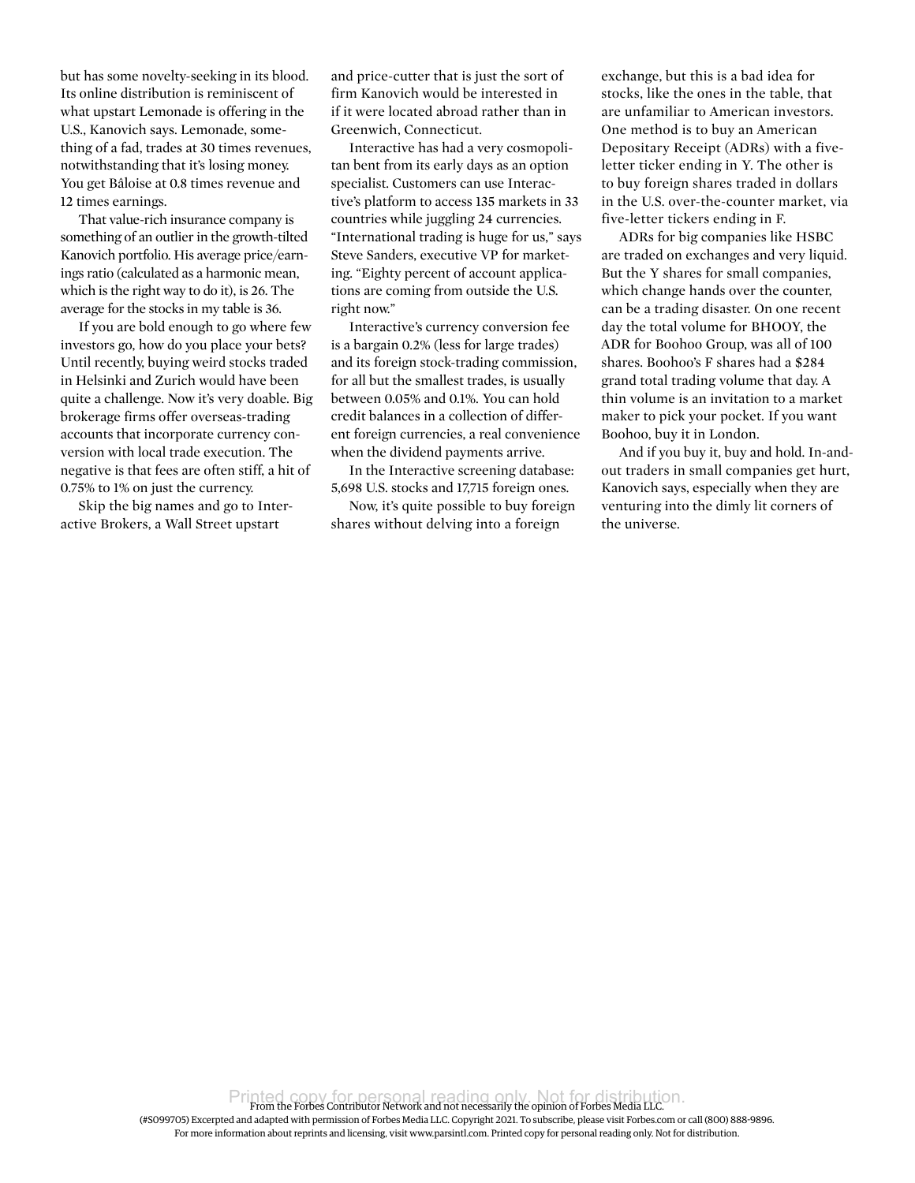but has some novelty-seeking in its blood. Its online distribution is reminiscent of what upstart Lemonade is offering in the U.S., Kanovich says. Lemonade, something of a fad, trades at 30 times revenues, notwithstanding that it's losing money. You get Bâloise at 0.8 times revenue and 12 times earnings.

That value-rich insurance company is something of an outlier in the growth-tilted Kanovich portfolio. His average price/earnings ratio (calculated as a harmonic mean, which is the right way to do it), is 26. The average for the stocks in my table is 36.

If you are bold enough to go where few investors go, how do you place your bets? Until recently, buying weird stocks traded in Helsinki and Zurich would have been quite a challenge. Now it's very doable. Big brokerage firms offer overseas-trading accounts that incorporate currency conversion with local trade execution. The negative is that fees are often stiff, a hit of 0.75% to 1% on just the currency.

Skip the big names and go to Interactive Brokers, a Wall Street upstart and price-cutter that is just the sort of firm Kanovich would be interested in if it were located abroad rather than in Greenwich, Connecticut.

Interactive has had a very cosmopolitan bent from its early days as an option specialist. Customers can use Interactive's platform to access 135 markets in 33 countries while juggling 24 currencies. "International trading is huge for us," says Steve Sanders, executive VP for marketing. "Eighty percent of account applications are coming from outside the U.S. right now."

Interactive's currency conversion fee is a bargain 0.2% (less for large trades) and its foreign stock-trading commission, for all but the smallest trades, is usually between 0.05% and 0.1%. You can hold credit balances in a collection of different foreign currencies, a real convenience when the dividend payments arrive.

In the Interactive screening database: 5,698 U.S. stocks and 17,715 foreign ones.

Now, it's quite possible to buy foreign shares without delving into a foreign exchange, but this is a bad idea for stocks, like the ones in the table, that are unfamiliar to American investors. One method is to buy an American Depositary Receipt (ADRs) with a five-letter ticker ending in Y. The other is to buy foreign shares traded in dollars in the U.S. over-the-counter market, via five-letter tickers ending in F.

ADRs for big companies like HSBC are traded on exchanges and very liquid. But the Y shares for small companies, which change hands over the counter, can be a trading disaster. On one recent day the total volume for BHOOY, the ADR for Boohoo Group, was all of 100 shares. Boohoo's F shares had a $284 grand total trading volume that day. A thin volume is an invitation to a market maker to pick your pocket. If you want Boohoo, buy it in London.

And if you buy it, buy and hold. In-and-out traders in small companies get hurt, Kanovich says, especially when they are venturing into the dimly lit corners of the universe.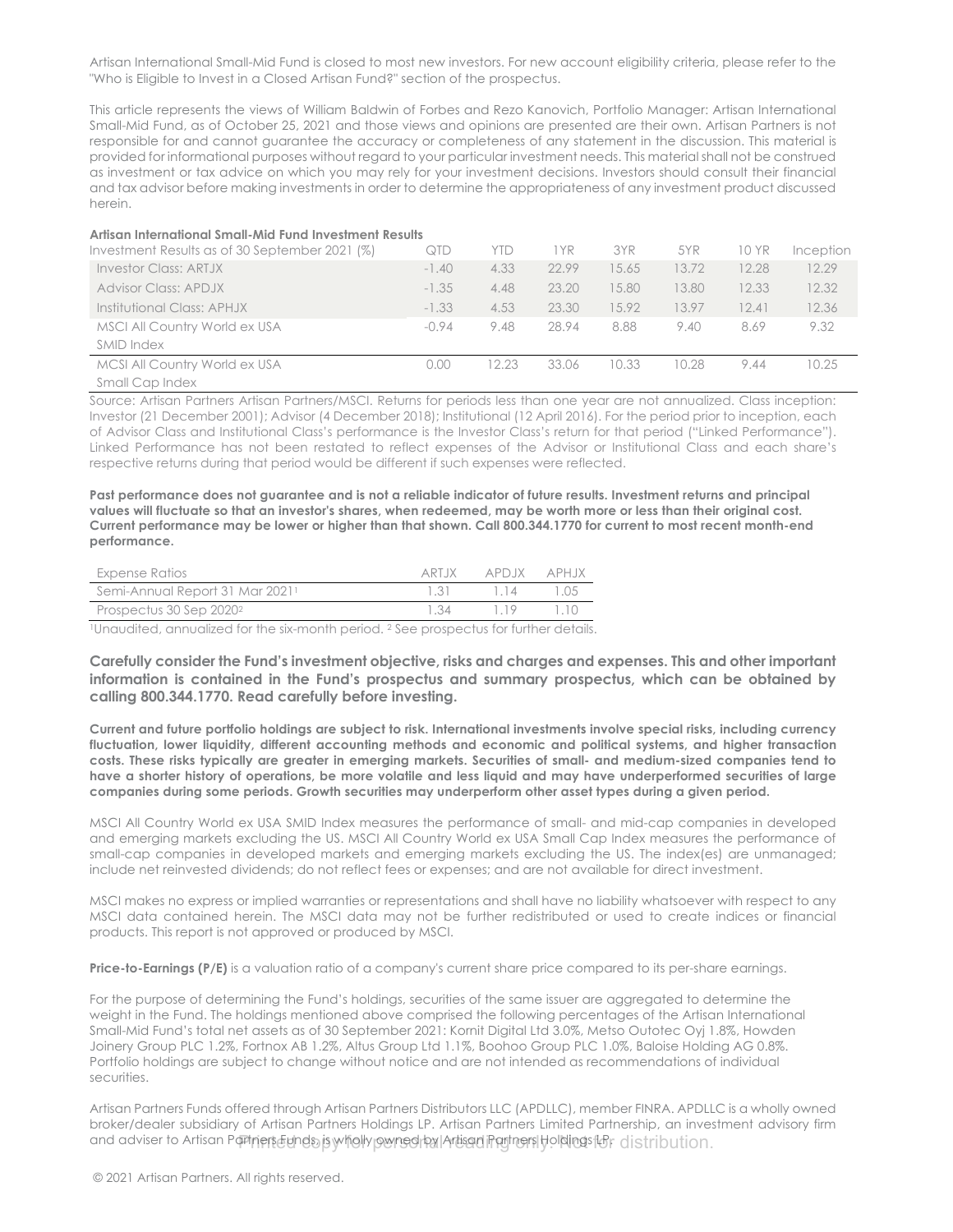Artisan International Small-Mid Fund is closed to most new investors. For new account eligibility criteria, please refer to the "Who is Eligible to Invest in a Closed Artisan Fund?" section of the prospectus.

This article represents the views of William Baldwin of Forbes and Rezo Kanovich, Portfolio Manager: Artisan International Small-Mid Fund, as of October 25, 2021 and those views and opinions are presented are their own. Artisan Partners is not responsible for and cannot guarantee the accuracy or completeness of any statement in the discussion. This material is provided for informational purposes without regard to your particular investment needs. This material shall not be construed as investment or tax advice on which you may rely for your investment decisions. Investors should consult their financial and tax advisor before making investments in order to determine the appropriateness of any investment product discussed herein.

**Artisan International Small-Mid Fund Investment Results**

| Investment Results as of 30 September 2021 (%) | QTD | YTD | 1YR | 3YR | 5YR | 10 YR | Inception |
|---|---|---|---|---|---|---|---|
| Investor Class: ARTJX | -1.40 | 4.33 | 22.99 | 15.65 | 13.72 | 12.28 | 12.29 |
| Advisor Class: APDJX | -1.35 | 4.48 | 23.20 | 15.80 | 13.80 | 12.33 | 12.32 |
| Institutional Class: APHJX | -1.33 | 4.53 | 23.30 | 15.92 | 13.97 | 12.41 | 12.36 |
| MSCI All Country World ex USA SMID Index | -0.94 | 9.48 | 28.94 | 8.88 | 9.40 | 8.69 | 9.32 |
| MCSI All Country World ex USA Small Cap Index | 0.00 | 12.23 | 33.06 | 10.33 | 10.28 | 9.44 | 10.25 |

Source: Artisan Partners Artisan Partners/MSCI. Returns for periods less than one year are not annualized. Class inception: Investor (21 December 2001); Advisor (4 December 2018); Institutional (12 April 2016). For the period prior to inception, each of Advisor Class and Institutional Class's performance is the Investor Class's return for that period ("Linked Performance"). Linked Performance has not been restated to reflect expenses of the Advisor or Institutional Class and each share's respective returns during that period would be different if such expenses were reflected.

**Past performance does not guarantee and is not a reliable indicator of future results. Investment returns and principal values will fluctuate so that an investor's shares, when redeemed, may be worth more or less than their original cost. Current performance may be lower or higher than that shown. Call 800.344.1770 for current to most recent month-end performance.**

| Expense Ratios | ARTJX | APDJX | APHJX |
|---|---|---|---|
| Semi-Annual Report 31 Mar 2021[1] | 1.31 | 1.14 | 1.05 |
| Prospectus 30 Sep 2020[2] | 1.34 | 1.19 | 1.10 |

[1]Unaudited, annualized for the six-month period. [2] See prospectus for further details.

**Carefully consider the Fund's investment objective, risks and charges and expenses. This and other important information is contained in the Fund's prospectus and summary prospectus, which can be obtained by calling 800.344.1770. Read carefully before investing.**

**Current and future portfolio holdings are subject to risk. International investments involve special risks, including currency fluctuation, lower liquidity, different accounting methods and economic and political systems, and higher transaction costs. These risks typically are greater in emerging markets. Securities of small- and medium-sized companies tend to have a shorter history of operations, be more volatile and less liquid and may have underperformed securities of large companies during some periods. Growth securities may underperform other asset types during a given period.**

MSCI All Country World ex USA SMID Index measures the performance of small- and mid-cap companies in developed and emerging markets excluding the US. MSCI All Country World ex USA Small Cap Index measures the performance of small-cap companies in developed markets and emerging markets excluding the US. The index(es) are unmanaged; include net reinvested dividends; do not reflect fees or expenses; and are not available for direct investment.

MSCI makes no express or implied warranties or representations and shall have no liability whatsoever with respect to any MSCI data contained herein. The MSCI data may not be further redistributed or used to create indices or financial products. This report is not approved or produced by MSCI.

**Price-to-Earnings (P/E)** is a valuation ratio of a company's current share price compared to its per-share earnings.

For the purpose of determining the Fund's holdings, securities of the same issuer are aggregated to determine the weight in the Fund. The holdings mentioned above comprised the following percentages of the Artisan International Small-Mid Fund's total net assets as of 30 September 2021: Kornit Digital Ltd 3.0%, Metso Outotec Oyj 1.8%, Howden Joinery Group PLC 1.2%, Fortnox AB 1.2%, Altus Group Ltd 1.1%, Boohoo Group PLC 1.0%, Baloise Holding AG 0.8%. Portfolio holdings are subject to change without notice and are not intended as recommendations of individual securities.

Artisan Partners Funds offered through Artisan Partners Distributors LLC (APDLLC), member FINRA. APDLLC is a wholly owned broker/dealer subsidiary of Artisan Partners Holdings LP. Artisan Partners Limited Partnership, an investment advisory firm and adviser to Artisan Partners Funds, is wholly owned by Artisan Partners Holdings LP.

© 2021 Artisan Partners. All rights reserved.